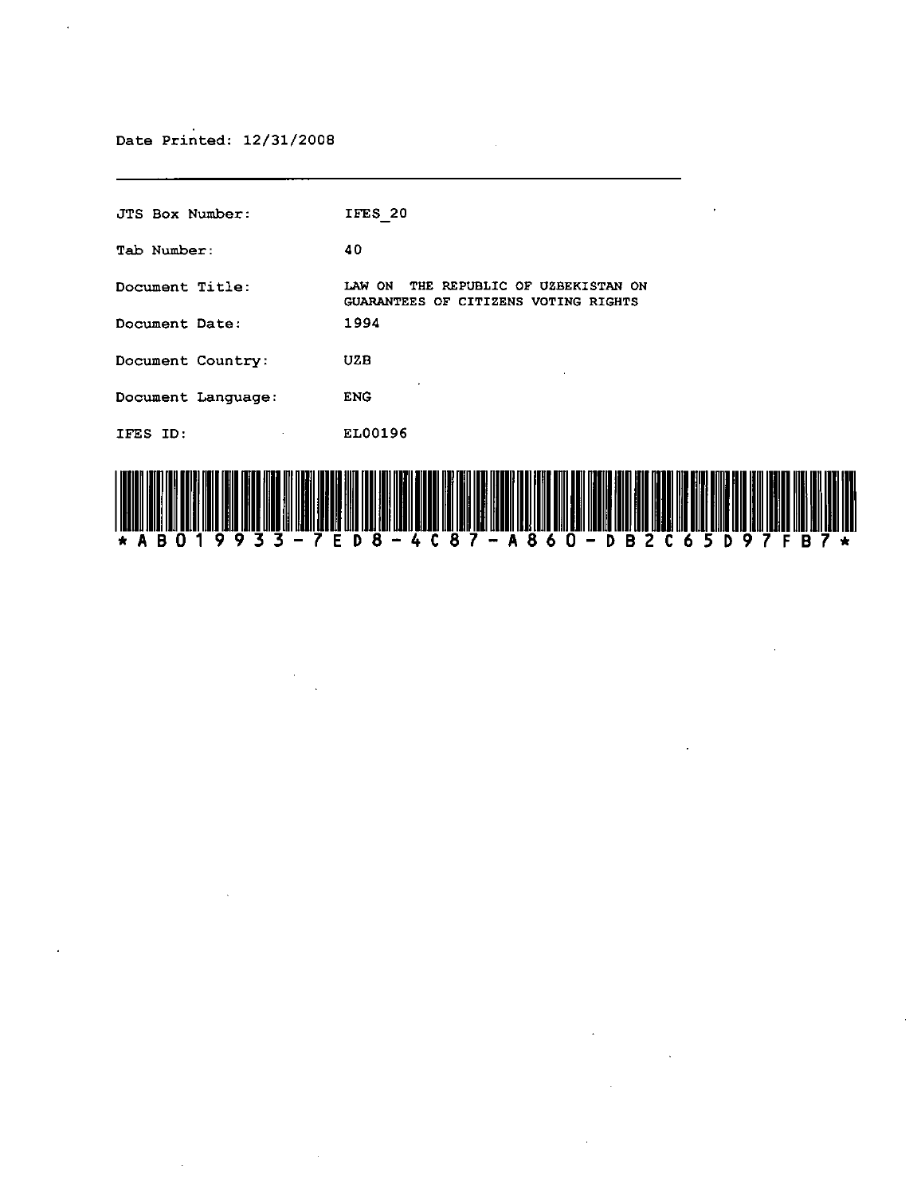Date Printed: 12/31/2008

---

| | |
|---|---|
| JTS Box Number: | IFES_20 |
| Tab Number: | 40 |
| Document Title: | LAW ON THE REPUBLIC OF UZBEKISTAN ON GUARANTEES OF CITIZENS VOTING RIGHTS |
| Document Date: | 1994 |
| Document Country: | UZB |
| Document Language: | ENG |
| IFES ID: | EL00196 |

*AB019933-7ED8-4C87-A860-DB2C65D97FB7*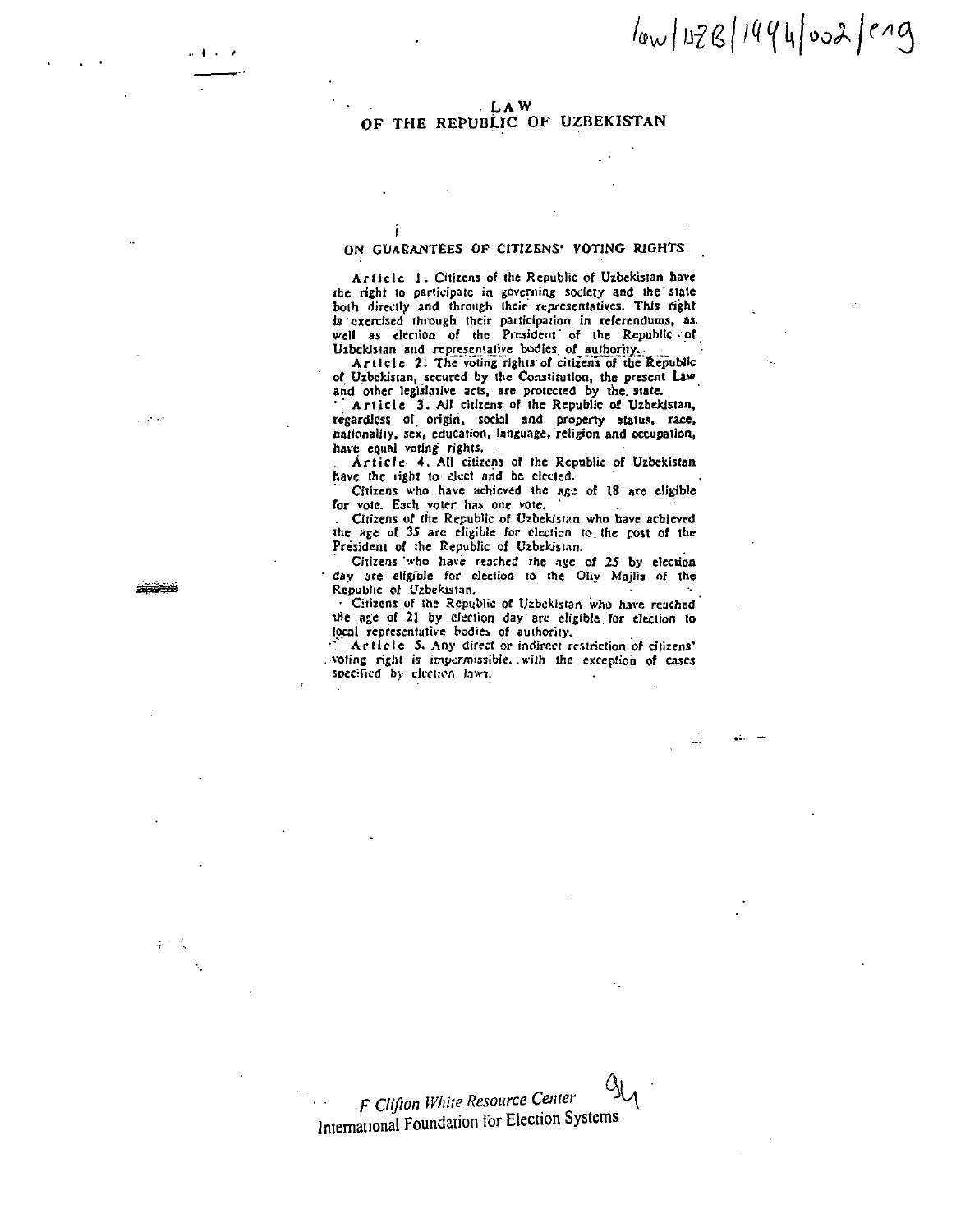# LAW OF THE REPUBLIC OF UZBEKISTAN

## ON GUARANTEES OF CITIZENS' VOTING RIGHTS

**Article 1.** Citizens of the Republic of Uzbekistan have the right to participate in governing society and the state both directly and through their representatives. This right is exercised through their participation in referendums, as well as election of the President of the Republic of Uzbekistan and representative bodies of authority.

**Article 2.** The voting rights of citizens of the Republic of Uzbekistan, secured by the Constitution, the present Law and other legislative acts, are protected by the state.

**Article 3.** All citizens of the Republic of Uzbekistan, regardless of origin, social and property status, race, nationality, sex, education, language, religion and occupation, have equal voting rights.

**Article 4.** All citizens of the Republic of Uzbekistan have the right to elect and be elected.

Citizens who have achieved the age of 18 are eligible for vote. Each voter has one vote.

Citizens of the Republic of Uzbekistan who have achieved the age of 35 are eligible for election to the post of the President of the Republic of Uzbekistan.

Citizens who have reached the age of 25 by election day are eligible for election to the Oliy Majlis of the Republic of Uzbekistan.

Citizens of the Republic of Uzbekistan who have reached the age of 21 by election day are eligible for election to local representative bodies of authority.

**Article 5.** Any direct or indirect restriction of citizens' voting right is impermissible, with the exception of cases specified by election laws.

F Clifton White Resource Center
International Foundation for Election Systems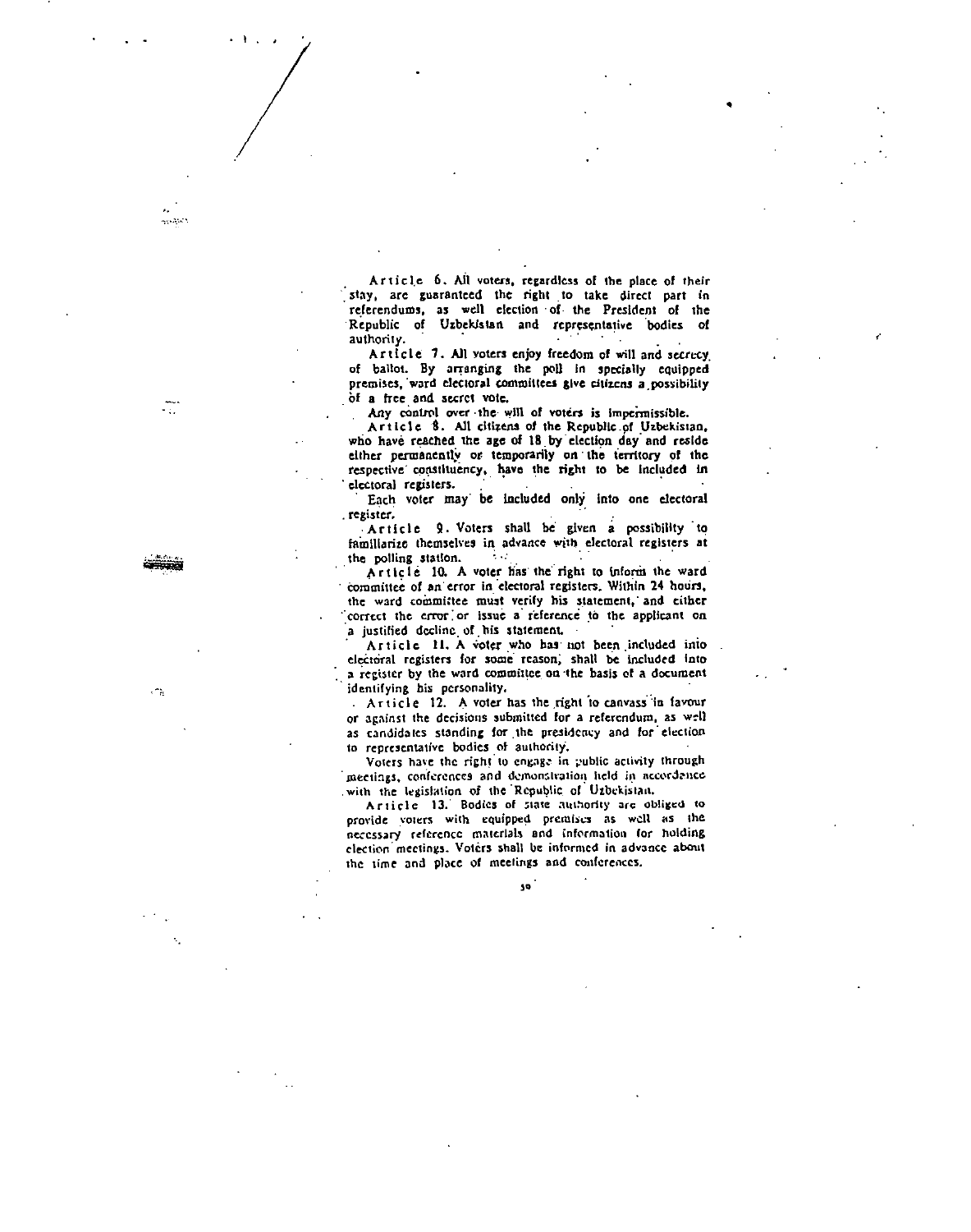**Article 6.** All voters, regardless of the place of their stay, are guaranteed the right to take direct part in referendums, as well election of the President of the Republic of Uzbekistan and representative bodies of authority.

**Article 7.** All voters enjoy freedom of will and secrecy of ballot. By arranging the poll in specially equipped premises, ward electoral committees give citizens a possibility of a free and secret vote.

Any control over the will of voters is impermissible.

**Article 8.** All citizens of the Republic of Uzbekistan, who have reached the age of 18 by election day and reside either permanently or temporarily on the territory of the respective constituency, have the right to be included in electoral registers.

Each voter may be included only into one electoral register.

**Article 9.** Voters shall be given a possibility to familiarize themselves in advance with electoral registers at the polling station.

**Article 10.** A voter has the right to inform the ward committee of an error in electoral registers. Within 24 hours, the ward committee must verify his statement, and either correct the error or issue a reference to the applicant on a justified decline of his statement.

**Article 11.** A voter who has not been included into electoral registers for some reason, shall be included into a register by the ward committee on the basis of a document identifying his personality.

**Article 12.** A voter has the right to canvass in favour or against the decisions submitted for a referendum, as well as candidates standing for the presidency and for election to representative bodies of authority.

Voters have the right to engage in public activity through meetings, conferences and demonstration held in accordance with the legislation of the Republic of Uzbekistan.

**Article 13.** Bodies of state authority are obliged to provide voters with equipped premises as well as the necessary reference materials and information for holding election meetings. Voters shall be informed in advance about the time and place of meetings and conferences.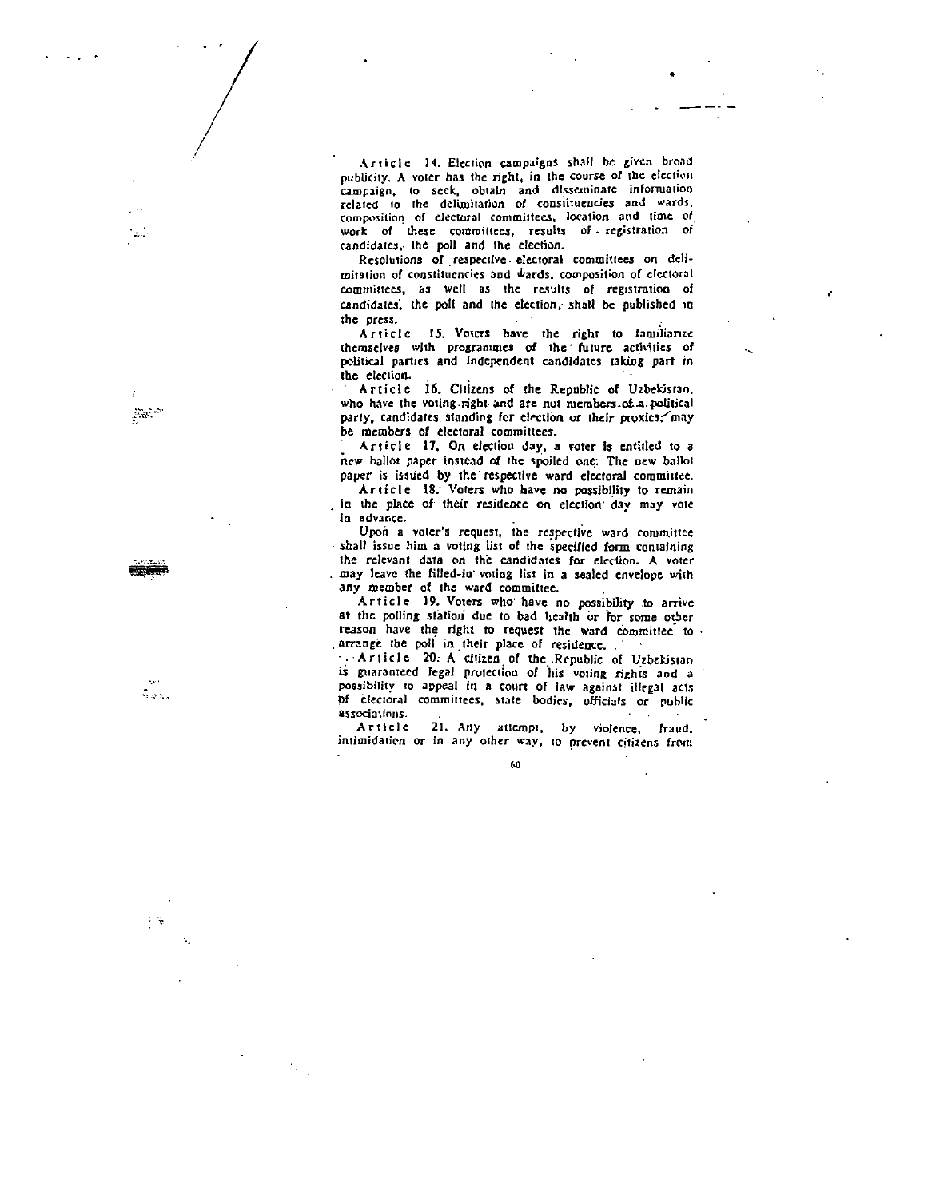Article 14. Election campaigns shall be given broad publicity. A voter has the right, in the course of the election campaign, to seek, obtain and disseminate information related to the delimitation of constituencies and wards, composition of electoral committees, location and time of work of these committees, results of registration of candidates, the poll and the election.

Resolutions of respective electoral committees on delimitation of constituencies and wards, composition of electoral committees, as well as the results of registration of candidates, the poll and the election, shall be published in the press.

Article 15. Voters have the right to familiarize themselves with programmes of the future activities of political parties and independent candidates taking part in the election.

Article 16. Citizens of the Republic of Uzbekistan, who have the voting right and are not members of a political party, candidates standing for election or their proxies, may be members of electoral committees.

Article 17. On election day, a voter is entitled to a new ballot paper instead of the spoiled one. The new ballot paper is issued by the respective ward electoral committee.

Article 18. Voters who have no possibility to remain in the place of their residence on election day may vote in advance.

Upon a voter's request, the respective ward committee shall issue him a voting list of the specified form containing the relevant data on the candidates for election. A voter may leave the filled-in voting list in a sealed envelope with any member of the ward committee.

Article 19. Voters who have no possibility to arrive at the polling station due to bad health or for some other reason have the right to request the ward committee to arrange the poll in their place of residence.

Article 20. A citizen of the Republic of Uzbekistan is guaranteed legal protection of his voting rights and a possibility to appeal in a court of law against illegal acts of electoral committees, state bodies, officials or public associations.

Article 21. Any attempt, by violence, fraud, intimidation or in any other way, to prevent citizens from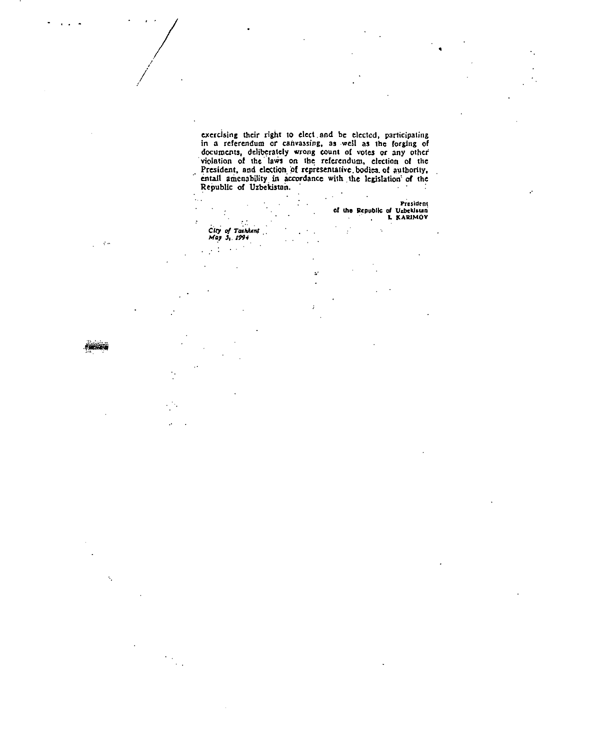exercising their right to elect and be elected, participating in a referendum or canvassing, as well as the forging of documents, deliberately wrong count of votes or any other violation of the laws on the referendum, election of the President, and election of representative bodies of authority, entail amenability in accordance with the legislation of the Republic of Uzbekistan.

President
of the Republic of Uzbekistan
I. KARIMOV

*City of Tashkent*
*May 5, 1994*